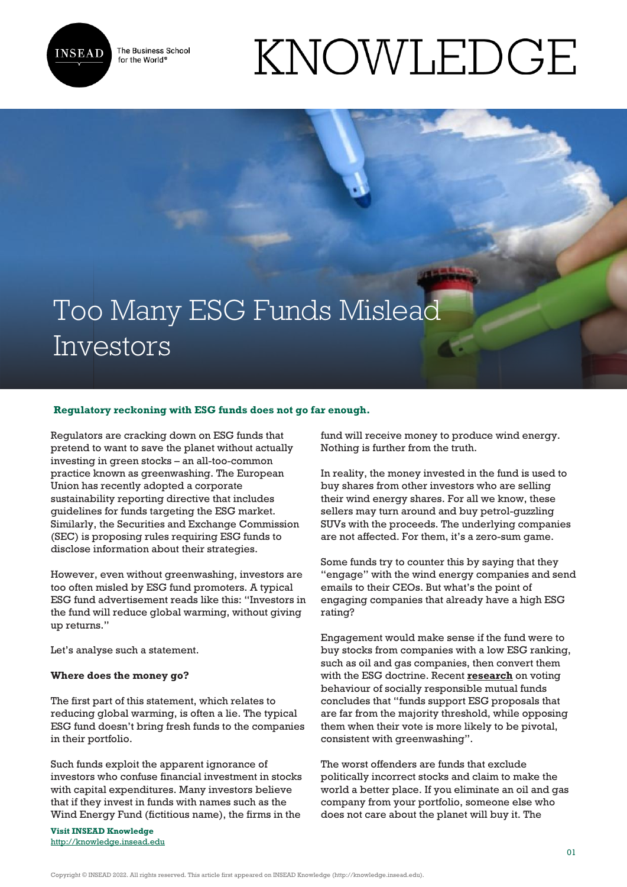# Too Many ESG Funds Mislead Investors

**Regulatory reckoning with ESG funds does not go far enough.**

Regulators are cracking down on ESG funds that pretend to want to save the planet without actually investing in green stocks – an all-too-common practice known as greenwashing. The European Union has recently adopted a corporate sustainability reporting directive that includes guidelines for funds targeting the ESG market. Similarly, the Securities and Exchange Commission (SEC) is proposing rules requiring ESG funds to disclose information about their strategies.

However, even without greenwashing, investors are too often misled by ESG fund promoters. A typical ESG fund advertisement reads like this: "Investors in the fund will reduce global warming, without giving up returns."

Let's analyse such a statement.

**Where does the money go?**

The first part of this statement, which relates to reducing global warming, is often a lie. The typical ESG fund doesn't bring fresh funds to the companies in their portfolio.

Such funds exploit the apparent ignorance of investors who confuse financial investment in stocks with capital expenditures. Many investors believe that if they invest in funds with names such as the Wind Energy Fund (fictitious name), the firms in the fund will receive money to produce wind energy. Nothing is further from the truth.

In reality, the money invested in the fund is used to buy shares from other investors who are selling their wind energy shares. For all we know, these sellers may turn around and buy petrol-guzzling SUVs with the proceeds. The underlying companies are not affected. For them, it's a zero-sum game.

Some funds try to counter this by saying that they "engage" with the wind energy companies and send emails to their CEOs. But what's the point of engaging companies that already have a high ESG rating?

Engagement would make sense if the fund were to buy stocks from companies with a low ESG ranking, such as oil and gas companies, then convert them with the ESG doctrine. Recent **research** on voting behaviour of socially responsible mutual funds concludes that "funds support ESG proposals that are far from the majority threshold, while opposing them when their vote is more likely to be pivotal, consistent with greenwashing".

The worst offenders are funds that exclude politically incorrect stocks and claim to make the world a better place. If you eliminate an oil and gas company from your portfolio, someone else who does not care about the planet will buy it. The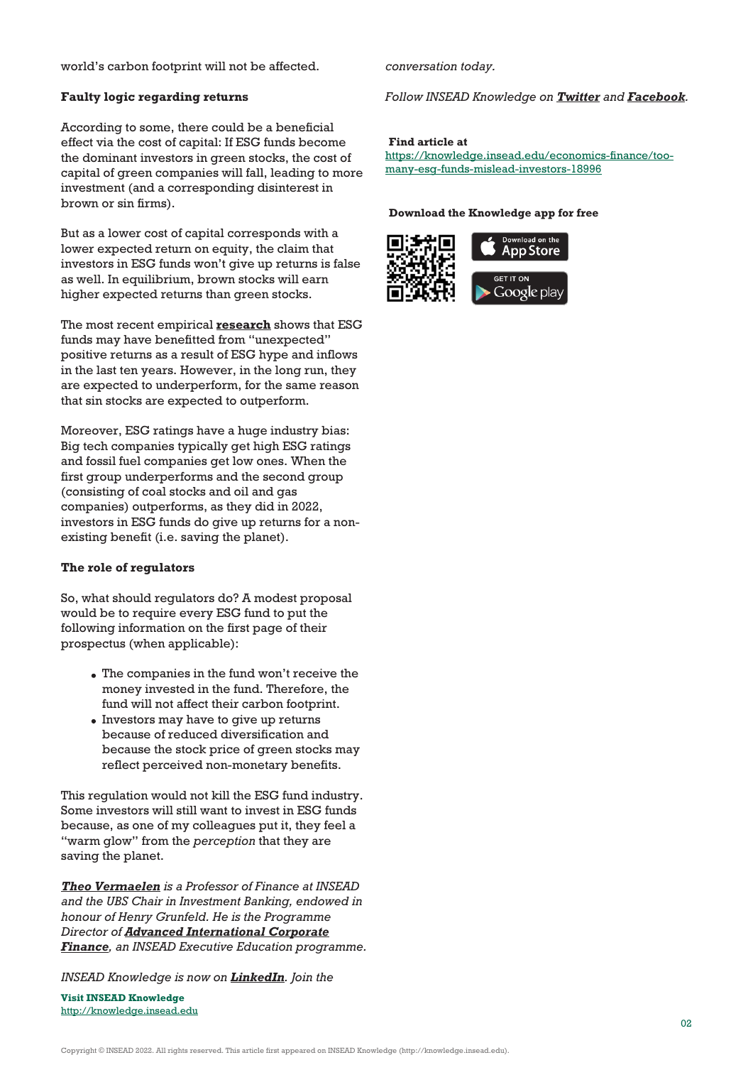world's carbon footprint will not be affected.

**Faulty logic regarding returns**

According to some, there could be a beneficial effect via the cost of capital: If ESG funds become the dominant investors in green stocks, the cost of capital of green companies will fall, leading to more investment (and a corresponding disinterest in brown or sin firms).

But as a lower cost of capital corresponds with a lower expected return on equity, the claim that investors in ESG funds won't give up returns is false as well. In equilibrium, brown stocks will earn higher expected returns than green stocks.

The most recent empirical **research** shows that ESG funds may have benefitted from "unexpected" positive returns as a result of ESG hype and inflows in the last ten years. However, in the long run, they are expected to underperform, for the same reason that sin stocks are expected to outperform.

Moreover, ESG ratings have a huge industry bias: Big tech companies typically get high ESG ratings and fossil fuel companies get low ones. When the first group underperforms and the second group (consisting of coal stocks and oil and gas companies) outperforms, as they did in 2022, investors in ESG funds do give up returns for a non-existing benefit (i.e. saving the planet).

**The role of regulators**

So, what should regulators do? A modest proposal would be to require every ESG fund to put the following information on the first page of their prospectus (when applicable):

- The companies in the fund won't receive the money invested in the fund. Therefore, the fund will not affect their carbon footprint.
- Investors may have to give up returns because of reduced diversification and because the stock price of green stocks may reflect perceived non-monetary benefits.

This regulation would not kill the ESG fund industry. Some investors will still want to invest in ESG funds because, as one of my colleagues put it, they feel a "warm glow" from the *perception* that they are saving the planet.

***Theo Vermaelen*** *is a Professor of Finance at INSEAD and the UBS Chair in Investment Banking, endowed in honour of Henry Grunfeld. He is the Programme Director of* ***Advanced International Corporate Finance****, an INSEAD Executive Education programme.*

*INSEAD Knowledge is now on* ***LinkedIn****. Join the conversation today.*

*Follow INSEAD Knowledge on* ***Twitter*** *and* ***Facebook****.*

**Find article at**
https://knowledge.insead.edu/economics-finance/too-many-esg-funds-mislead-investors-18996

**Download the Knowledge app for free**

Download on the App Store

GET IT ON Google play

**Visit INSEAD Knowledge**
http://knowledge.insead.edu

Copyright © INSEAD 2022. All rights reserved. This article first appeared on INSEAD Knowledge (http://knowledge.insead.edu).